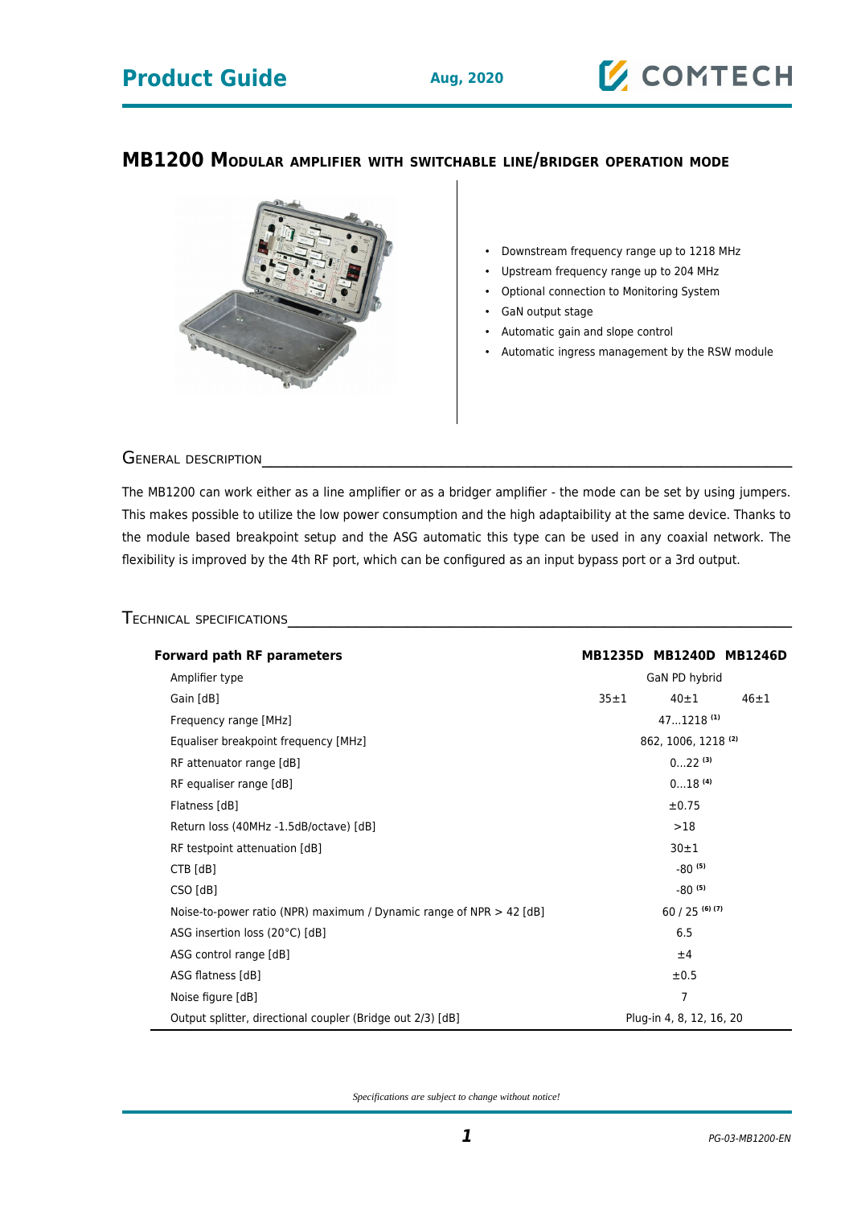# MB1200 Modular amplifier with switchable line/bridger operation mode

- Downstream frequency range up to 1218 MHz
- Upstream frequency range up to 204 MHz
- Optional connection to Monitoring System
- GaN output stage
- Automatic gain and slope control
- Automatic ingress management by the RSW module

## General description

The MB1200 can work either as a line amplifier or as a bridger amplifier - the mode can be set by using jumpers. This makes possible to utilize the low power consumption and the high adaptability at the same device. Thanks to the module based breakpoint setup and the ASG automatic this type can be used in any coaxial network. The flexibility is improved by the 4th RF port, which can be configured as an input bypass port or a 3rd output.

## Technical specifications

| **Forward path RF parameters** | **MB1235D** | **MB1240D** | **MB1246D** |
|---|---|---|---|
| Amplifier type | | GaN PD hybrid | |
| Gain [dB] | 35±1 | 40±1 | 46±1 |
| Frequency range [MHz] | | 47...1218 (1) | |
| Equaliser breakpoint frequency [MHz] | | 862, 1006, 1218 (2) | |
| RF attenuator range [dB] | | 0...22 (3) | |
| RF equaliser range [dB] | | 0...18 (4) | |
| Flatness [dB] | | ±0.75 | |
| Return loss (40MHz -1.5dB/octave) [dB] | | >18 | |
| RF testpoint attenuation [dB] | | 30±1 | |
| CTB [dB] | | -80 (5) | |
| CSO [dB] | | -80 (5) | |
| Noise-to-power ratio (NPR) maximum / Dynamic range of NPR > 42 [dB] | | 60 / 25 (6) (7) | |
| ASG insertion loss (20°C) [dB] | | 6.5 | |
| ASG control range [dB] | | ±4 | |
| ASG flatness [dB] | | ±0.5 | |
| Noise figure [dB] | | 7 | |
| Output splitter, directional coupler (Bridge out 2/3) [dB] | | Plug-in 4, 8, 12, 16, 20 | |

*Specifications are subject to change without notice!*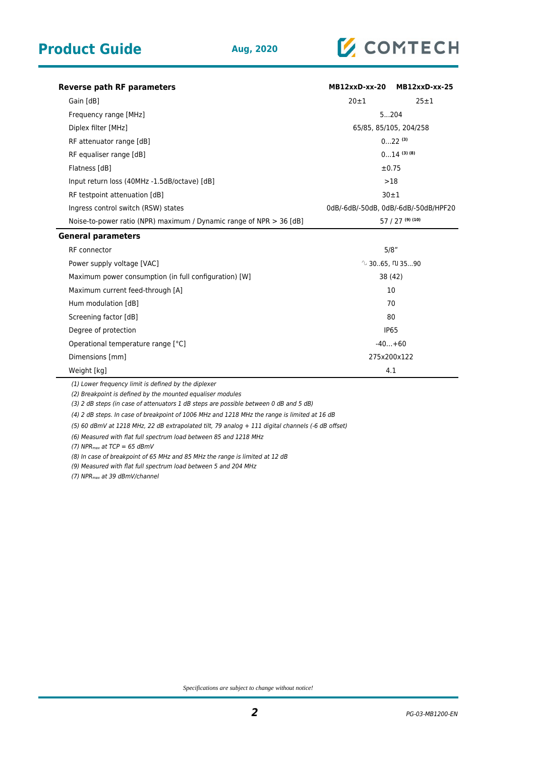| Reverse path RF parameters | MB12xxD-xx-20 | MB12xxD-xx-25 |
|---|---|---|
| Gain [dB] | 20±1 | 25±1 |
| Frequency range [MHz] | 5…204 | |
| Diplex filter [MHz] | 65/85, 85/105, 204/258 | |
| RF attenuator range [dB] | 0…22 (3) | |
| RF equaliser range [dB] | 0…14 (3) (8) | |
| Flatness [dB] | ±0.75 | |
| Input return loss (40MHz -1.5dB/octave) [dB] | >18 | |
| RF testpoint attenuation [dB] | 30±1 | |
| Ingress control switch (RSW) states | 0dB/-6dB/-50dB, 0dB/-6dB/-50dB/HPF20 | |
| Noise-to-power ratio (NPR) maximum / Dynamic range of NPR > 36 [dB] | 57 / 27 (9) (10) | |

| General parameters | |
|---|---|
| RF connector | 5/8" |
| Power supply voltage [VAC] | ∿ 30..65, ⊓⊔ 35…90 |
| Maximum power consumption (in full configuration) [W] | 38 (42) |
| Maximum current feed-through [A] | 10 |
| Hum modulation [dB] | 70 |
| Screening factor [dB] | 80 |
| Degree of protection | IP65 |
| Operational temperature range [°C] | -40…+60 |
| Dimensions [mm] | 275x200x122 |
| Weight [kg] | 4.1 |

*(1) Lower frequency limit is defined by the diplexer*

*(2) Breakpoint is defined by the mounted equaliser modules*

*(3) 2 dB steps (in case of attenuators 1 dB steps are possible between 0 dB and 5 dB)*

*(4) 2 dB steps. In case of breakpoint of 1006 MHz and 1218 MHz the range is limited at 16 dB*

*(5) 60 dBmV at 1218 MHz, 22 dB extrapolated tilt, 79 analog + 111 digital channels (-6 dB offset)*

*(6) Measured with flat full spectrum load between 85 and 1218 MHz*

*(7) $NPR_{max}$ at TCP = 65 dBmV*

*(8) In case of breakpoint of 65 MHz and 85 MHz the range is limited at 12 dB*

*(9) Measured with flat full spectrum load between 5 and 204 MHz*

*(7) $NPR_{max}$ at 39 dBmV/channel*

*Specifications are subject to change without notice!*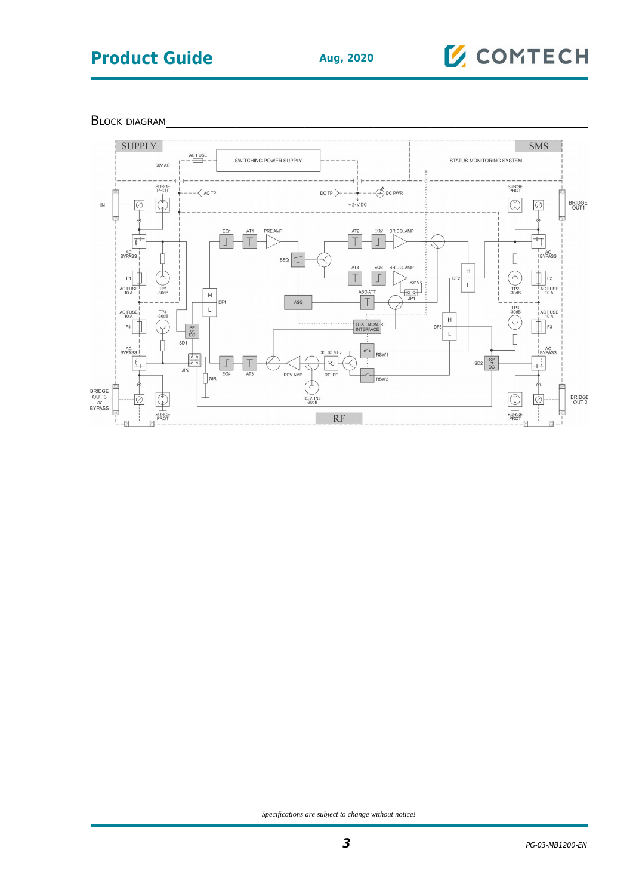## Block diagram

SUPPLY
SMS
AC FUSE
SWITCHING POWER SUPPLY
STATUS MONITORING SYSTEM
60V AC
SURGE PROT
AC TP
DC TP
DC PWR
+ 24V DC
IN
BRIDGE OUT1
AC BYPASS
EQ1
AT1
PRE AMP
AT2
EQ2
BRIDG. AMP
BEQ
AT3
EQ3
BRIDG. AMP
+24V
JP1
F1
AC FUSE 10 A
TP1 -30dB
DF1
ASG ATT
ASG
DF2
TP2 -30dB
F2
AC FUSE 10 A
TP3 -30dB
AC FUSE 10 A
F3
AC FUSE 10 A
TP4 -30dB
F4
SP or DC
SD1
STAT. MON. INTERFACE
DF3
H
L
30, 65 MHz
RSW1
SD2
SP or DC
JP2
EQ4
AT3
REV AMP
RELPF
RSW2
75R
REV INJ -20dB
BRIDGE OUT 3 or BYPASS
BRIDGE OUT 2
RF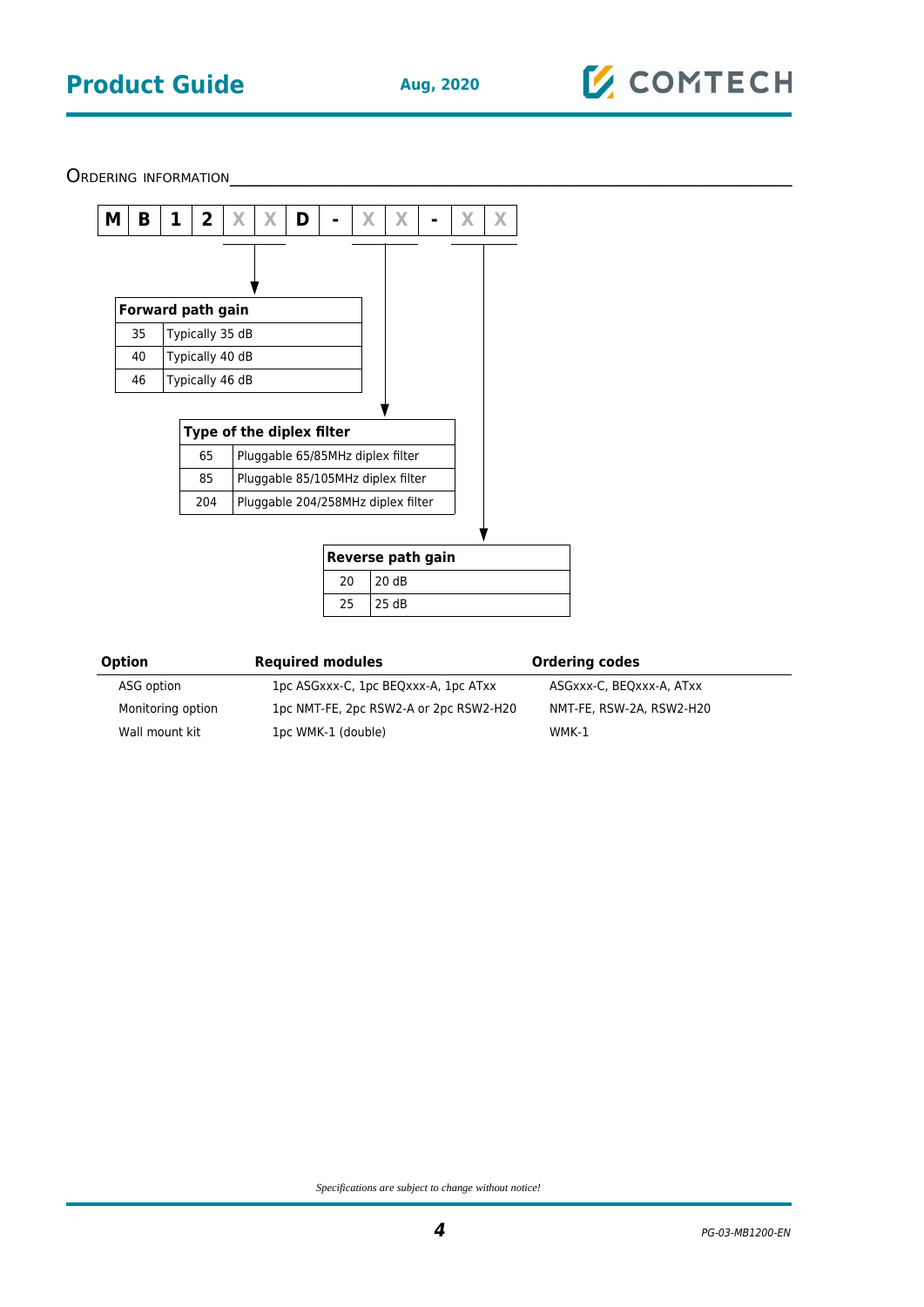## Ordering information

| M | B | 1 | 2 | X | X | D | - | X | X | - | X | X |
|---|---|---|---|---|---|---|---|---|---|---|---|---|

**Forward path gain**

| | |
|---|---|
| 35 | Typically 35 dB |
| 40 | Typically 40 dB |
| 46 | Typically 46 dB |

**Type of the diplex filter**

| | |
|---|---|
| 65 | Pluggable 65/85MHz diplex filter |
| 85 | Pluggable 85/105MHz diplex filter |
| 204 | Pluggable 204/258MHz diplex filter |

**Reverse path gain**

| | |
|---|---|
| 20 | 20 dB |
| 25 | 25 dB |

| Option | Required modules | Ordering codes |
|---|---|---|
| ASG option | 1pc ASGxxx-C, 1pc BEQxxx-A, 1pc ATxx | ASGxxx-C, BEQxxx-A, ATxx |
| Monitoring option | 1pc NMT-FE, 2pc RSW2-A or 2pc RSW2-H20 | NMT-FE, RSW-2A, RSW2-H20 |
| Wall mount kit | 1pc WMK-1 (double) | WMK-1 |

*Specifications are subject to change without notice!*